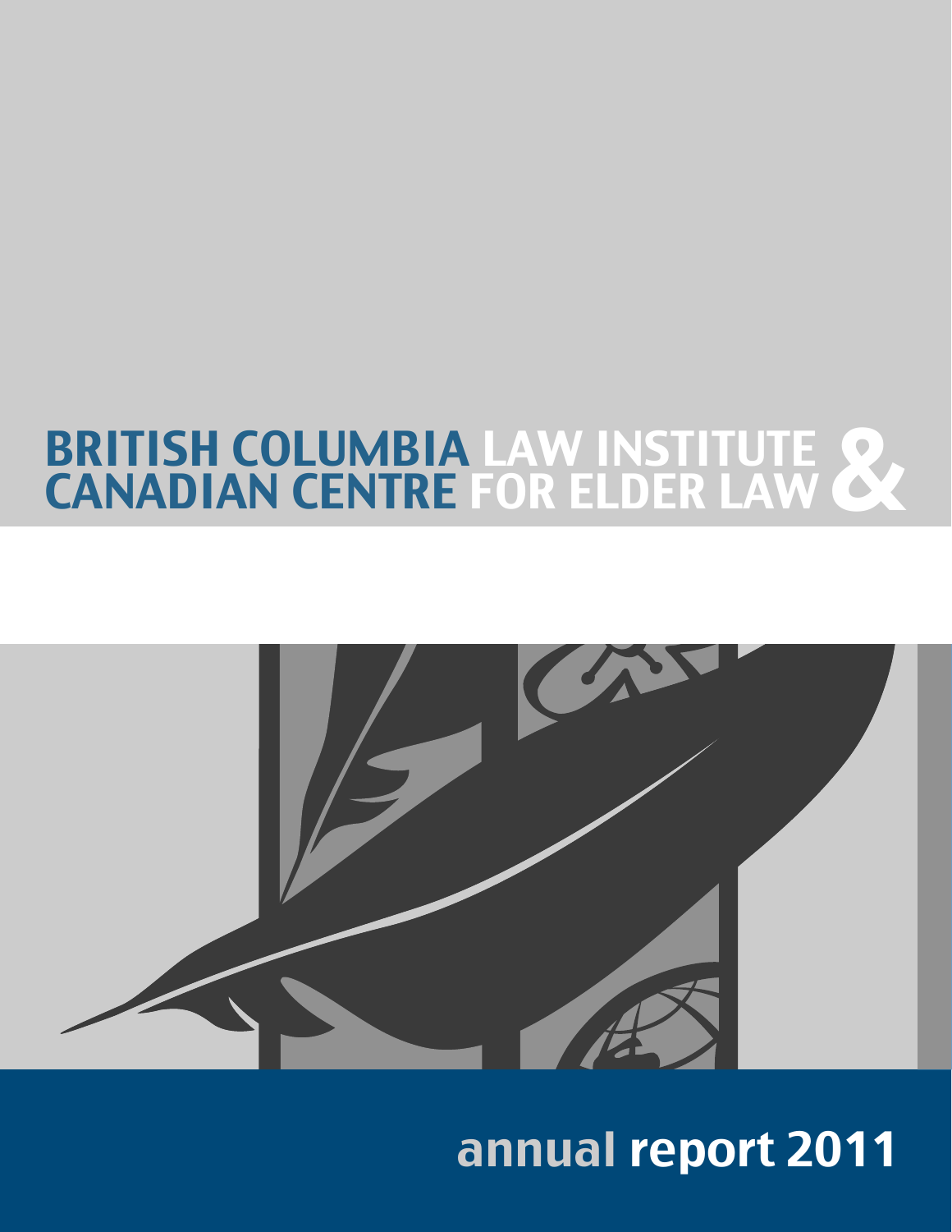# BRITISH COLUMBIA LAW INSTITUTE & CANADIAN CENTRE FOR ELDER LAW

## annual report 2011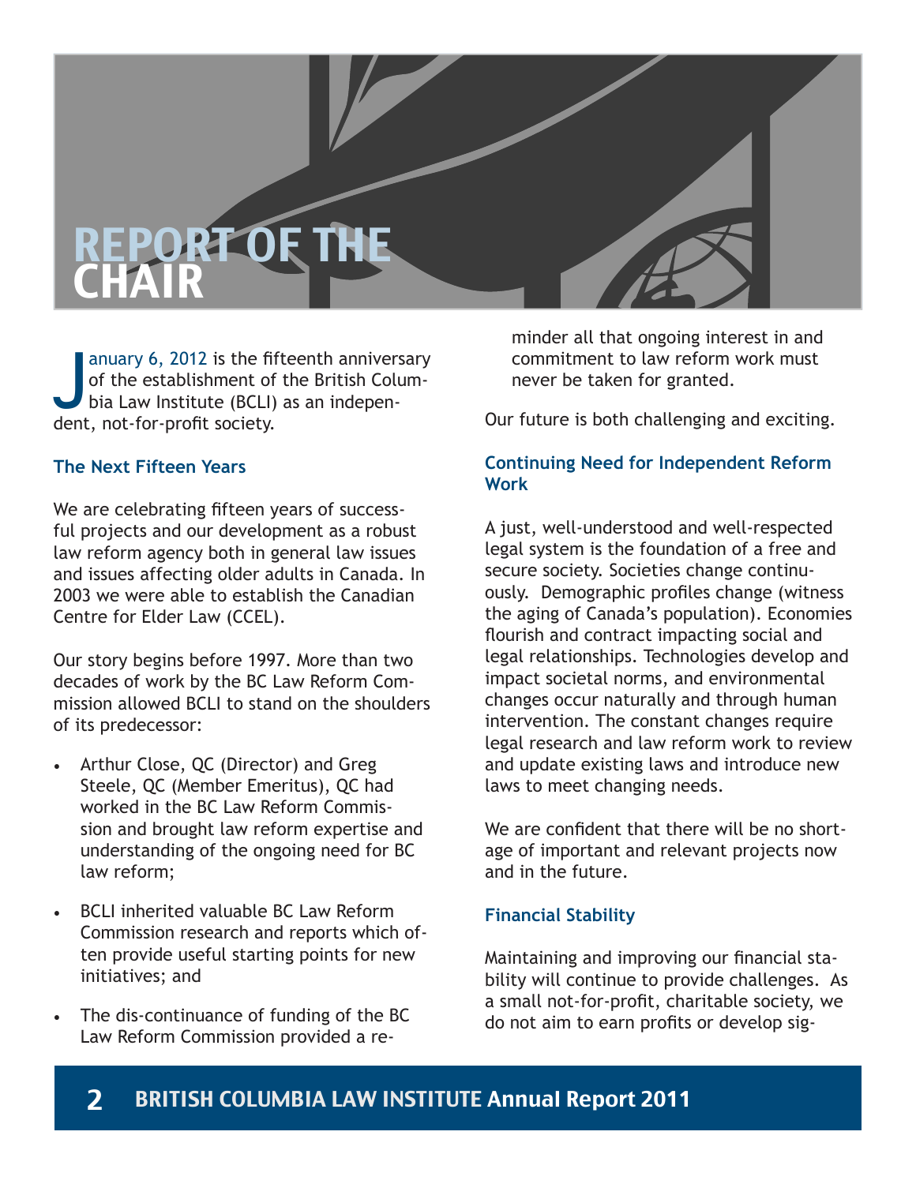# REPORT OF THE CHAIR

January 6, 2012 is the fifteenth anniversary of the establishment of the British Columbia Law Institute (BCLI) as an independent, not-for-profit society.

### The Next Fifteen Years

We are celebrating fifteen years of successful projects and our development as a robust law reform agency both in general law issues and issues affecting older adults in Canada. In 2003 we were able to establish the Canadian Centre for Elder Law (CCEL).

Our story begins before 1997. More than two decades of work by the BC Law Reform Commission allowed BCLI to stand on the shoulders of its predecessor:

- Arthur Close, QC (Director) and Greg Steele, QC (Member Emeritus), QC had worked in the BC Law Reform Commission and brought law reform expertise and understanding of the ongoing need for BC law reform;
- BCLI inherited valuable BC Law Reform Commission research and reports which often provide useful starting points for new initiatives; and
- The dis-continuance of funding of the BC Law Reform Commission provided a reminder all that ongoing interest in and commitment to law reform work must never be taken for granted.

Our future is both challenging and exciting.

### Continuing Need for Independent Reform Work

A just, well-understood and well-respected legal system is the foundation of a free and secure society. Societies change continuously. Demographic profiles change (witness the aging of Canada's population). Economies flourish and contract impacting social and legal relationships. Technologies develop and impact societal norms, and environmental changes occur naturally and through human intervention. The constant changes require legal research and law reform work to review and update existing laws and introduce new laws to meet changing needs.

We are confident that there will be no shortage of important and relevant projects now and in the future.

### Financial Stability

Maintaining and improving our financial stability will continue to provide challenges. As a small not-for-profit, charitable society, we do not aim to earn profits or develop sig-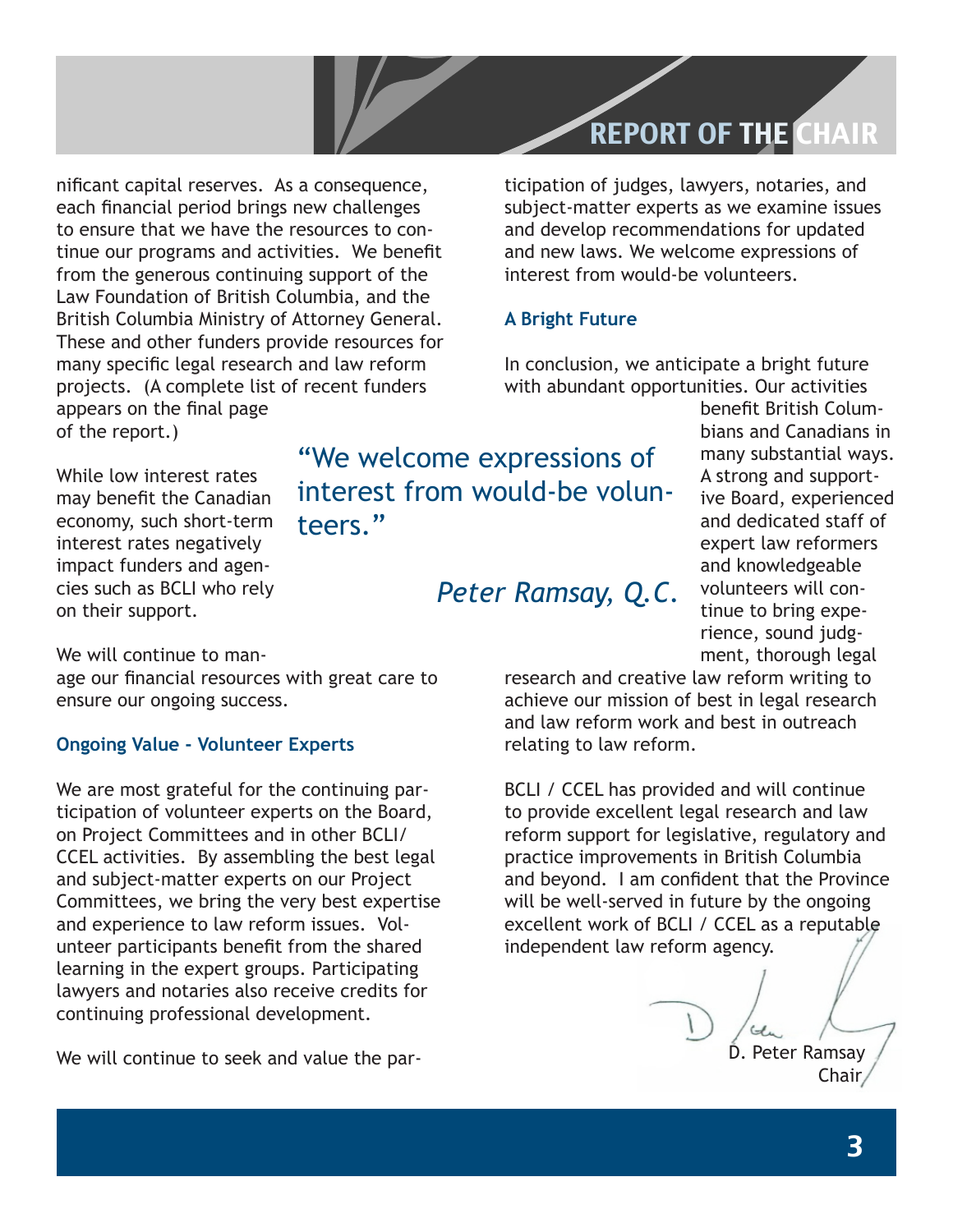nificant capital reserves. As a consequence, each financial period brings new challenges to ensure that we have the resources to continue our programs and activities. We benefit from the generous continuing support of the Law Foundation of British Columbia, and the British Columbia Ministry of Attorney General. These and other funders provide resources for many specific legal research and law reform projects. (A complete list of recent funders appears on the final page of the report.)

While low interest rates may benefit the Canadian economy, such short-term interest rates negatively impact funders and agencies such as BCLI who rely on their support.

We will continue to manage our financial resources with great care to ensure our ongoing success.

> "We welcome expressions of interest from would-be volunteers."
>
> *Peter Ramsay, Q.C.*

### Ongoing Value - Volunteer Experts

We are most grateful for the continuing participation of volunteer experts on the Board, on Project Committees and in other BCLI/CCEL activities. By assembling the best legal and subject-matter experts on our Project Committees, we bring the very best expertise and experience to law reform issues. Volunteer participants benefit from the shared learning in the expert groups. Participating lawyers and notaries also receive credits for continuing professional development.

We will continue to seek and value the participation of judges, lawyers, notaries, and subject-matter experts as we examine issues and develop recommendations for updated and new laws. We welcome expressions of interest from would-be volunteers.

### A Bright Future

In conclusion, we anticipate a bright future with abundant opportunities. Our activities benefit British Columbians and Canadians in many substantial ways. A strong and supportive Board, experienced and dedicated staff of expert law reformers and knowledgeable volunteers will continue to bring experience, sound judgment, thorough legal research and creative law reform writing to achieve our mission of best in legal research and law reform work and best in outreach relating to law reform.

BCLI / CCEL has provided and will continue to provide excellent legal research and law reform support for legislative, regulatory and practice improvements in British Columbia and beyond. I am confident that the Province will be well-served in future by the ongoing excellent work of BCLI / CCEL as a reputable independent law reform agency.

D. Peter Ramsay
Chair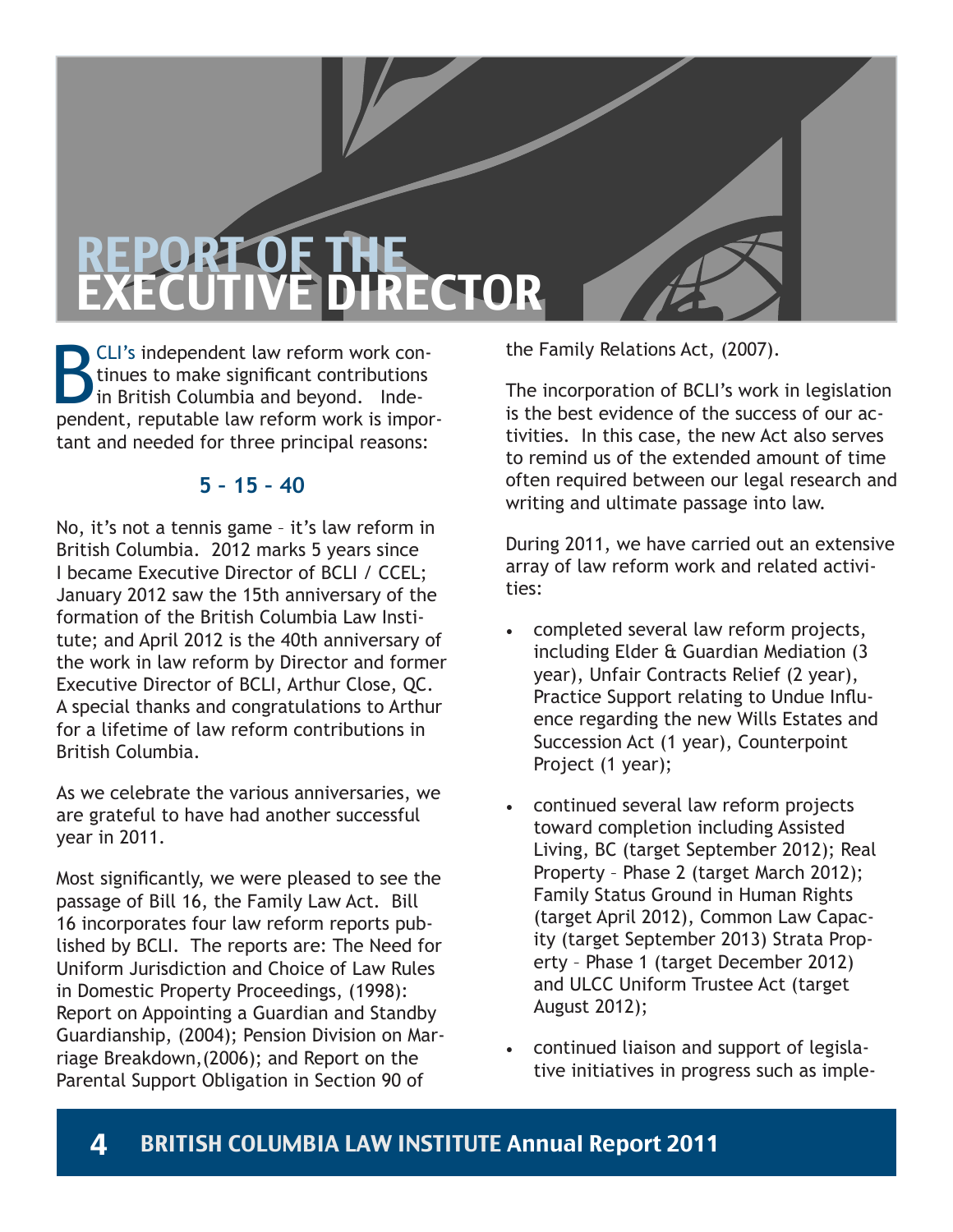# REPORT OF THE EXECUTIVE DIRECTOR

BCLI's independent law reform work continues to make significant contributions in British Columbia and beyond. Independent, reputable law reform work is important and needed for three principal reasons:

**5 – 15 – 40**

No, it's not a tennis game – it's law reform in British Columbia. 2012 marks 5 years since I became Executive Director of BCLI / CCEL; January 2012 saw the 15th anniversary of the formation of the British Columbia Law Institute; and April 2012 is the 40th anniversary of the work in law reform by Director and former Executive Director of BCLI, Arthur Close, QC. A special thanks and congratulations to Arthur for a lifetime of law reform contributions in British Columbia.

As we celebrate the various anniversaries, we are grateful to have had another successful year in 2011.

Most significantly, we were pleased to see the passage of Bill 16, the Family Law Act. Bill 16 incorporates four law reform reports published by BCLI. The reports are: The Need for Uniform Jurisdiction and Choice of Law Rules in Domestic Property Proceedings, (1998): Report on Appointing a Guardian and Standby Guardianship, (2004); Pension Division on Marriage Breakdown,(2006); and Report on the Parental Support Obligation in Section 90 of the Family Relations Act, (2007).

The incorporation of BCLI's work in legislation is the best evidence of the success of our activities. In this case, the new Act also serves to remind us of the extended amount of time often required between our legal research and writing and ultimate passage into law.

During 2011, we have carried out an extensive array of law reform work and related activities:

- completed several law reform projects, including Elder & Guardian Mediation (3 year), Unfair Contracts Relief (2 year), Practice Support relating to Undue Influence regarding the new Wills Estates and Succession Act (1 year), Counterpoint Project (1 year);
- continued several law reform projects toward completion including Assisted Living, BC (target September 2012); Real Property – Phase 2 (target March 2012); Family Status Ground in Human Rights (target April 2012), Common Law Capacity (target September 2013) Strata Property – Phase 1 (target December 2012) and ULCC Uniform Trustee Act (target August 2012);
- continued liaison and support of legislative initiatives in progress such as imple-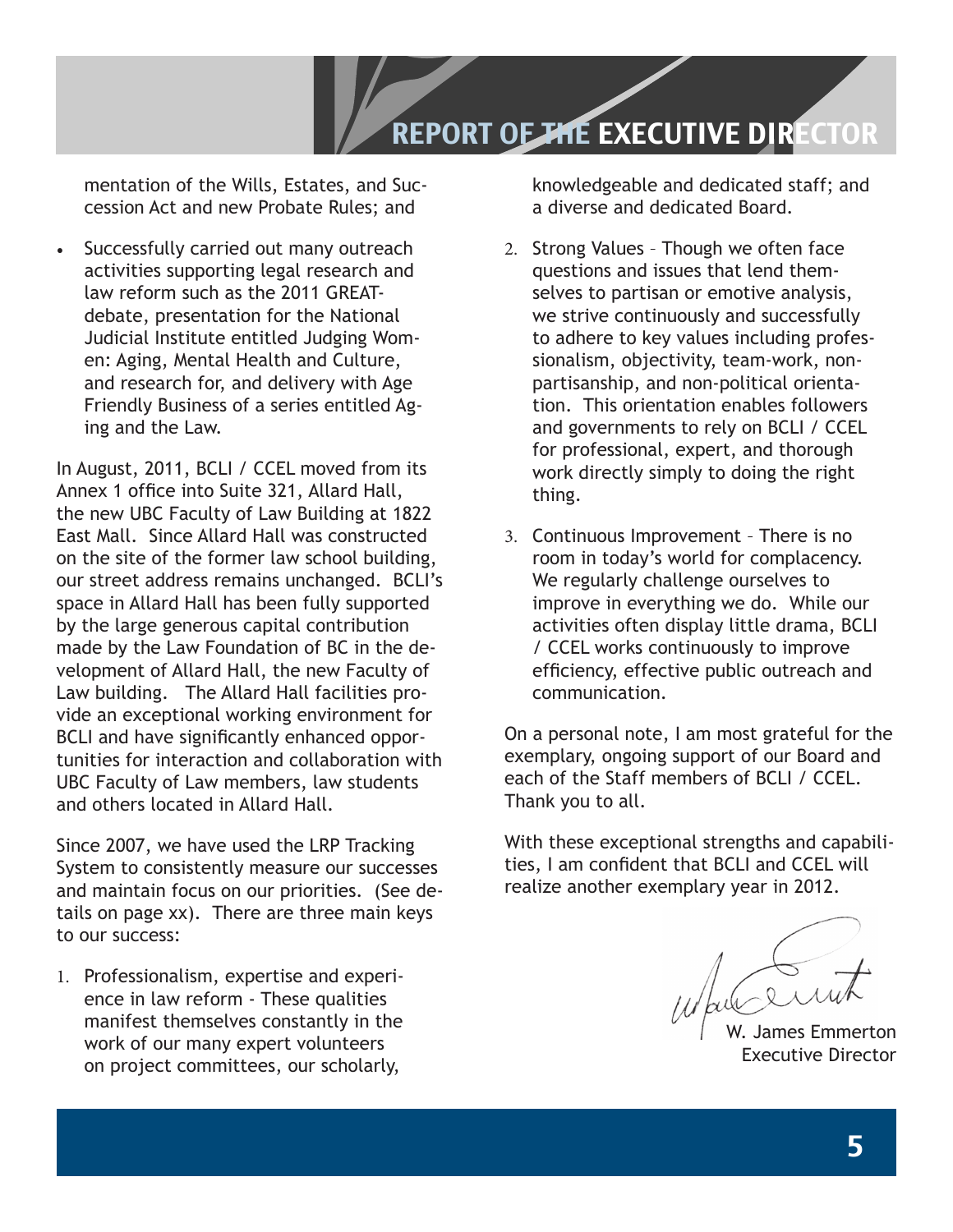## REPORT OF THE EXECUTIVE DIRECTOR

mentation of the Wills, Estates, and Succession Act and new Probate Rules; and

- Successfully carried out many outreach activities supporting legal research and law reform such as the 2011 GREAT-debate, presentation for the National Judicial Institute entitled Judging Women: Aging, Mental Health and Culture, and research for, and delivery with Age Friendly Business of a series entitled Aging and the Law.

In August, 2011, BCLI / CCEL moved from its Annex 1 office into Suite 321, Allard Hall, the new UBC Faculty of Law Building at 1822 East Mall. Since Allard Hall was constructed on the site of the former law school building, our street address remains unchanged. BCLI's space in Allard Hall has been fully supported by the large generous capital contribution made by the Law Foundation of BC in the development of Allard Hall, the new Faculty of Law building. The Allard Hall facilities provide an exceptional working environment for BCLI and have significantly enhanced opportunities for interaction and collaboration with UBC Faculty of Law members, law students and others located in Allard Hall.

Since 2007, we have used the LRP Tracking System to consistently measure our successes and maintain focus on our priorities. (See details on page xx). There are three main keys to our success:

1. Professionalism, expertise and experience in law reform - These qualities manifest themselves constantly in the work of our many expert volunteers on project committees, our scholarly, knowledgeable and dedicated staff; and a diverse and dedicated Board.
2. Strong Values – Though we often face questions and issues that lend themselves to partisan or emotive analysis, we strive continuously and successfully to adhere to key values including professionalism, objectivity, team-work, non-partisanship, and non-political orientation. This orientation enables followers and governments to rely on BCLI / CCEL for professional, expert, and thorough work directly simply to doing the right thing.
3. Continuous Improvement – There is no room in today's world for complacency. We regularly challenge ourselves to improve in everything we do. While our activities often display little drama, BCLI / CCEL works continuously to improve efficiency, effective public outreach and communication.

On a personal note, I am most grateful for the exemplary, ongoing support of our Board and each of the Staff members of BCLI / CCEL. Thank you to all.

With these exceptional strengths and capabilities, I am confident that BCLI and CCEL will realize another exemplary year in 2012.

W. James Emmerton
Executive Director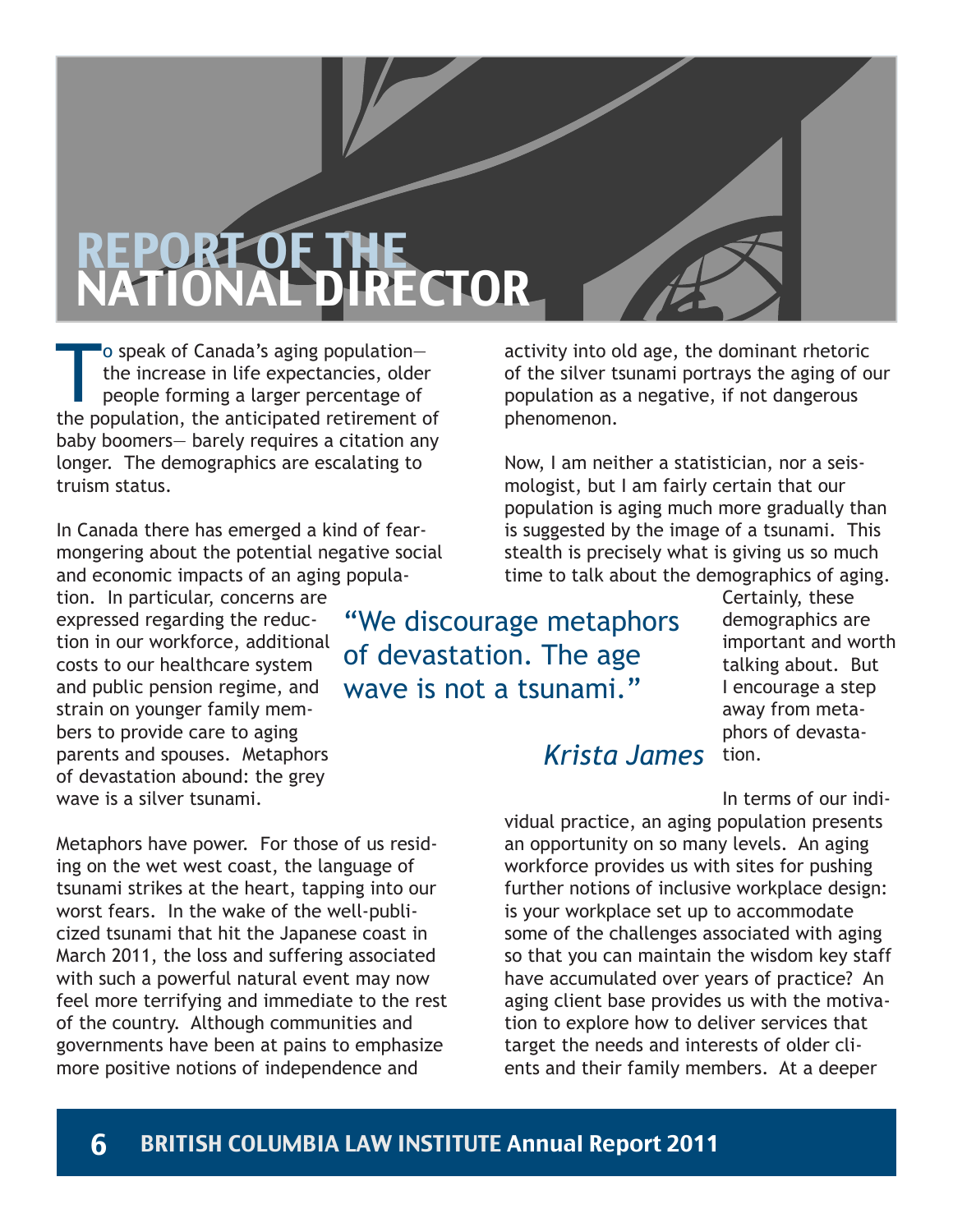# REPORT OF THE NATIONAL DIRECTOR

To speak of Canada's aging population—the increase in life expectancies, older people forming a larger percentage of the population, the anticipated retirement of baby boomers— barely requires a citation any longer. The demographics are escalating to truism status.

In Canada there has emerged a kind of fear-mongering about the potential negative social and economic impacts of an aging population. In particular, concerns are expressed regarding the reduction in our workforce, additional costs to our healthcare system and public pension regime, and strain on younger family members to provide care to aging parents and spouses. Metaphors of devastation abound: the grey wave is a silver tsunami.

Metaphors have power. For those of us residing on the wet west coast, the language of tsunami strikes at the heart, tapping into our worst fears. In the wake of the well-publicized tsunami that hit the Japanese coast in March 2011, the loss and suffering associated with such a powerful natural event may now feel more terrifying and immediate to the rest of the country. Although communities and governments have been at pains to emphasize more positive notions of independence and activity into old age, the dominant rhetoric of the silver tsunami portrays the aging of our population as a negative, if not dangerous phenomenon.

Now, I am neither a statistician, nor a seismologist, but I am fairly certain that our population is aging much more gradually than is suggested by the image of a tsunami. This stealth is precisely what is giving us so much time to talk about the demographics of aging. Certainly, these demographics are important and worth talking about. But I encourage a step away from metaphors of devastation.

> "We discourage metaphors of devastation. The age wave is not a tsunami."
>
> *Krista James*

In terms of our individual practice, an aging population presents an opportunity on so many levels. An aging workforce provides us with sites for pushing further notions of inclusive workplace design: is your workplace set up to accommodate some of the challenges associated with aging so that you can maintain the wisdom key staff have accumulated over years of practice? An aging client base provides us with the motivation to explore how to deliver services that target the needs and interests of older clients and their family members. At a deeper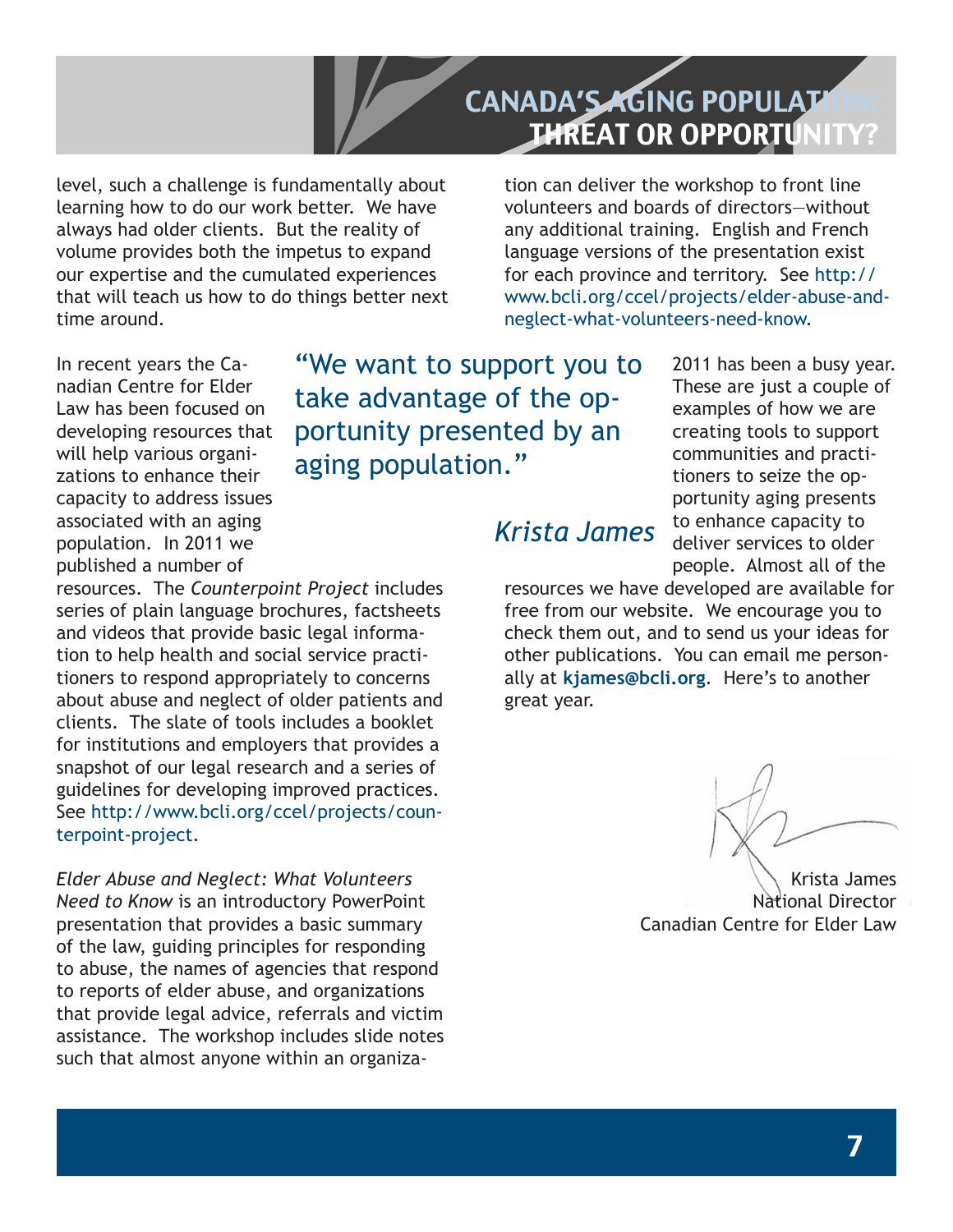level, such a challenge is fundamentally about learning how to do our work better. We have always had older clients. But the reality of volume provides both the impetus to expand our expertise and the cumulated experiences that will teach us how to do things better next time around.

In recent years the Canadian Centre for Elder Law has been focused on developing resources that will help various organizations to enhance their capacity to address issues associated with an aging population. In 2011 we published a number of resources. The *Counterpoint Project* includes series of plain language brochures, factsheets and videos that provide basic legal information to help health and social service practitioners to respond appropriately to concerns about abuse and neglect of older patients and clients. The slate of tools includes a booklet for institutions and employers that provides a snapshot of our legal research and a series of guidelines for developing improved practices. See http://www.bcli.org/ccel/projects/counterpoint-project.

*Elder Abuse and Neglect: What Volunteers Need to Know* is an introductory PowerPoint presentation that provides a basic summary of the law, guiding principles for responding to abuse, the names of agencies that respond to reports of elder abuse, and organizations that provide legal advice, referrals and victim assistance. The workshop includes slide notes such that almost anyone within an organization can deliver the workshop to front line volunteers and boards of directors—without any additional training. English and French language versions of the presentation exist for each province and territory. See http://www.bcli.org/ccel/projects/elder-abuse-and-neglect-what-volunteers-need-know.

> "We want to support you to take advantage of the opportunity presented by an aging population."
>
> *Krista James*

2011 has been a busy year. These are just a couple of examples of how we are creating tools to support communities and practitioners to seize the opportunity aging presents to enhance capacity to deliver services to older people. Almost all of the resources we have developed are available for free from our website. We encourage you to check them out, and to send us your ideas for other publications. You can email me personally at **kjames@bcli.org**. Here's to another great year.

Krista James
National Director
Canadian Centre for Elder Law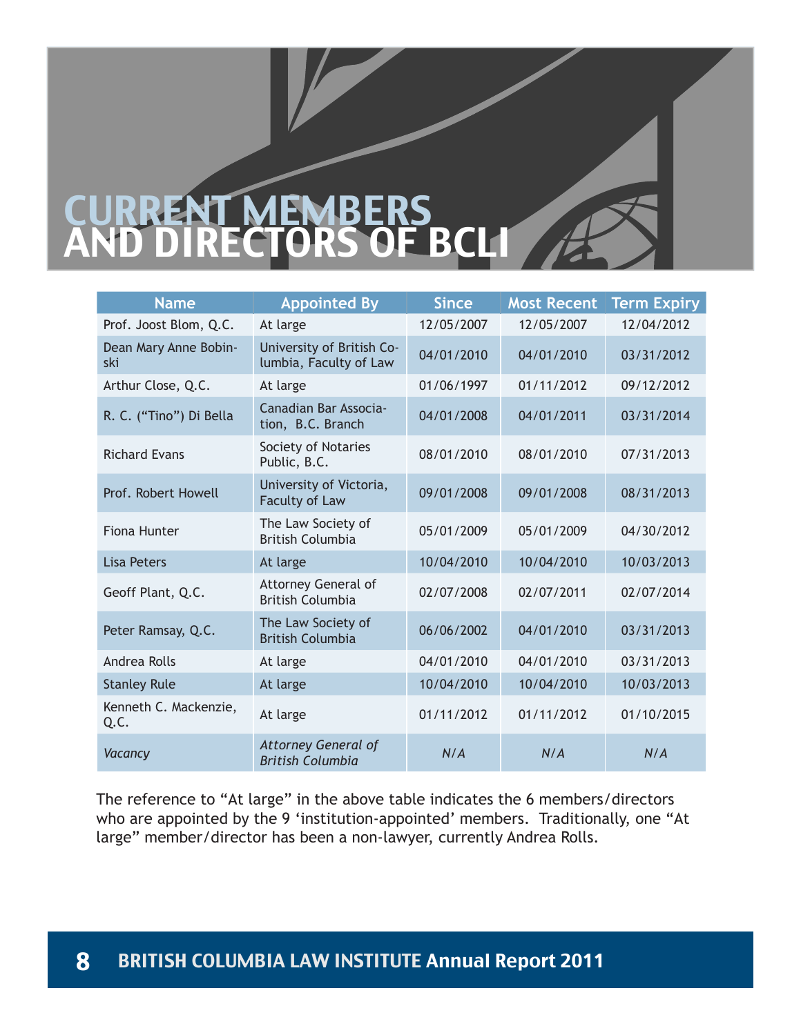# CURRENT MEMBERS AND DIRECTORS OF BCLI

| Name | Appointed By | Since | Most Recent | Term Expiry |
|---|---|---|---|---|
| Prof. Joost Blom, Q.C. | At large | 12/05/2007 | 12/05/2007 | 12/04/2012 |
| Dean Mary Anne Bobinski | University of British Columbia, Faculty of Law | 04/01/2010 | 04/01/2010 | 03/31/2012 |
| Arthur Close, Q.C. | At large | 01/06/1997 | 01/11/2012 | 09/12/2012 |
| R. C. ("Tino") Di Bella | Canadian Bar Association, B.C. Branch | 04/01/2008 | 04/01/2011 | 03/31/2014 |
| Richard Evans | Society of Notaries Public, B.C. | 08/01/2010 | 08/01/2010 | 07/31/2013 |
| Prof. Robert Howell | University of Victoria, Faculty of Law | 09/01/2008 | 09/01/2008 | 08/31/2013 |
| Fiona Hunter | The Law Society of British Columbia | 05/01/2009 | 05/01/2009 | 04/30/2012 |
| Lisa Peters | At large | 10/04/2010 | 10/04/2010 | 10/03/2013 |
| Geoff Plant, Q.C. | Attorney General of British Columbia | 02/07/2008 | 02/07/2011 | 02/07/2014 |
| Peter Ramsay, Q.C. | The Law Society of British Columbia | 06/06/2002 | 04/01/2010 | 03/31/2013 |
| Andrea Rolls | At large | 04/01/2010 | 04/01/2010 | 03/31/2013 |
| Stanley Rule | At large | 10/04/2010 | 10/04/2010 | 10/03/2013 |
| Kenneth C. Mackenzie, Q.C. | At large | 01/11/2012 | 01/11/2012 | 01/10/2015 |
| *Vacancy* | *Attorney General of British Columbia* | *N/A* | *N/A* | *N/A* |

The reference to "At large" in the above table indicates the 6 members/directors who are appointed by the 9 'institution-appointed' members. Traditionally, one "At large" member/director has been a non-lawyer, currently Andrea Rolls.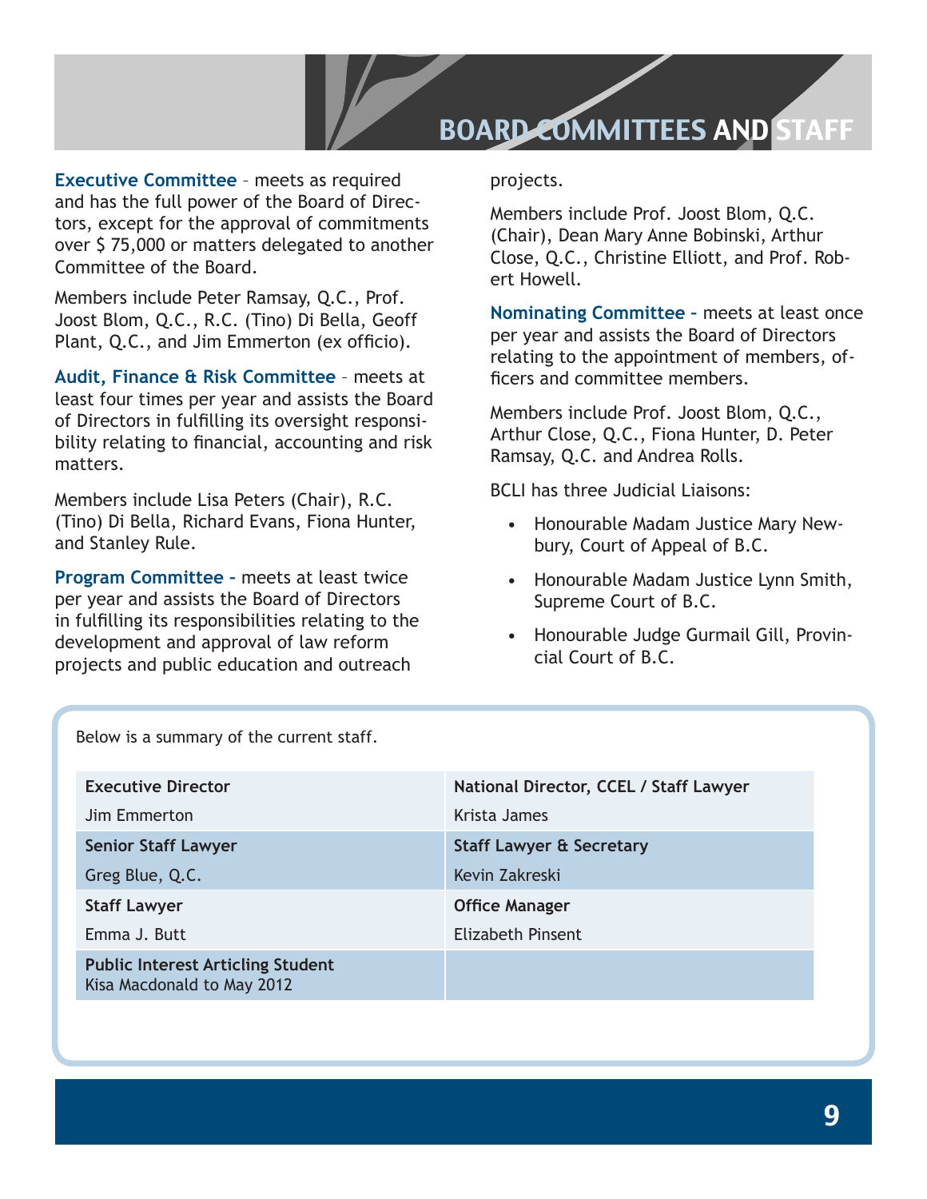# BOARD COMMITTEES AND STAFF

**Executive Committee** – meets as required and has the full power of the Board of Directors, except for the approval of commitments over $ 75,000 or matters delegated to another Committee of the Board.

Members include Peter Ramsay, Q.C., Prof. Joost Blom, Q.C., R.C. (Tino) Di Bella, Geoff Plant, Q.C., and Jim Emmerton (ex officio).

**Audit, Finance & Risk Committee** – meets at least four times per year and assists the Board of Directors in fulfilling its oversight responsibility relating to financial, accounting and risk matters.

Members include Lisa Peters (Chair), R.C. (Tino) Di Bella, Richard Evans, Fiona Hunter, and Stanley Rule.

**Program Committee** – meets at least twice per year and assists the Board of Directors in fulfilling its responsibilities relating to the development and approval of law reform projects and public education and outreach projects.

Members include Prof. Joost Blom, Q.C. (Chair), Dean Mary Anne Bobinski, Arthur Close, Q.C., Christine Elliott, and Prof. Robert Howell.

**Nominating Committee** – meets at least once per year and assists the Board of Directors relating to the appointment of members, officers and committee members.

Members include Prof. Joost Blom, Q.C., Arthur Close, Q.C., Fiona Hunter, D. Peter Ramsay, Q.C. and Andrea Rolls.

BCLI has three Judicial Liaisons:

- Honourable Madam Justice Mary Newbury, Court of Appeal of B.C.
- Honourable Madam Justice Lynn Smith, Supreme Court of B.C.
- Honourable Judge Gurmail Gill, Provincial Court of B.C.

Below is a summary of the current staff.

| | |
|---|---|
| **Executive Director**<br>Jim Emmerton | **National Director, CCEL / Staff Lawyer**<br>Krista James |
| **Senior Staff Lawyer**<br>Greg Blue, Q.C. | **Staff Lawyer & Secretary**<br>Kevin Zakreski |
| **Staff Lawyer**<br>Emma J. Butt | **Office Manager**<br>Elizabeth Pinsent |
| **Public Interest Articling Student**<br>Kisa Macdonald to May 2012 | |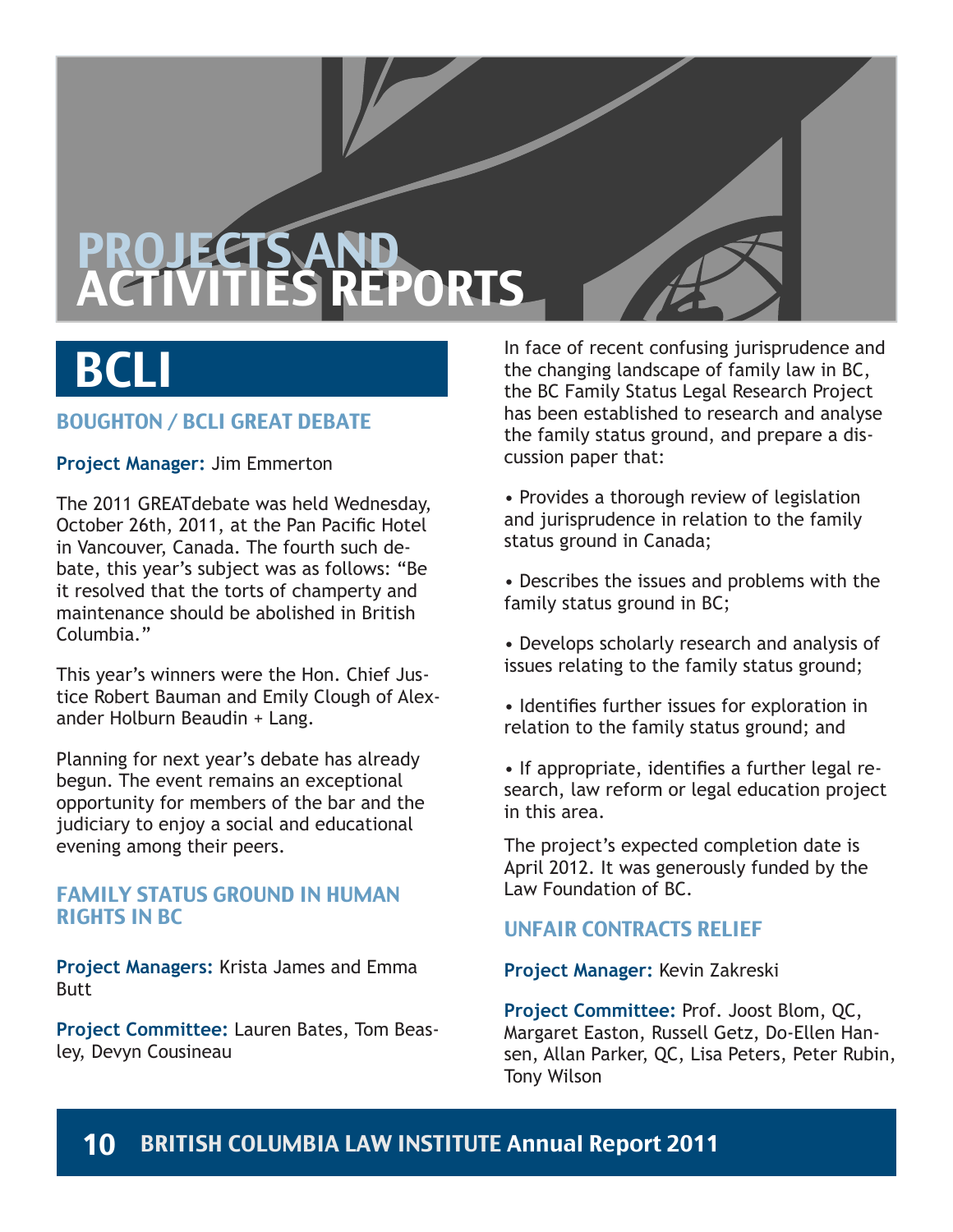# PROJECTS AND ACTIVITIES REPORTS

## BCLI

### BOUGHTON / BCLI GREAT DEBATE

**Project Manager:** Jim Emmerton

The 2011 GREATdebate was held Wednesday, October 26th, 2011, at the Pan Pacific Hotel in Vancouver, Canada. The fourth such debate, this year's subject was as follows: "Be it resolved that the torts of champerty and maintenance should be abolished in British Columbia."

This year's winners were the Hon. Chief Justice Robert Bauman and Emily Clough of Alexander Holburn Beaudin + Lang.

Planning for next year's debate has already begun. The event remains an exceptional opportunity for members of the bar and the judiciary to enjoy a social and educational evening among their peers.

### FAMILY STATUS GROUND IN HUMAN RIGHTS IN BC

**Project Managers:** Krista James and Emma Butt

**Project Committee:** Lauren Bates, Tom Beasley, Devyn Cousineau

In face of recent confusing jurisprudence and the changing landscape of family law in BC, the BC Family Status Legal Research Project has been established to research and analyse the family status ground, and prepare a discussion paper that:

- Provides a thorough review of legislation and jurisprudence in relation to the family status ground in Canada;
- Describes the issues and problems with the family status ground in BC;
- Develops scholarly research and analysis of issues relating to the family status ground;
- Identifies further issues for exploration in relation to the family status ground; and
- If appropriate, identifies a further legal research, law reform or legal education project in this area.

The project's expected completion date is April 2012. It was generously funded by the Law Foundation of BC.

### UNFAIR CONTRACTS RELIEF

**Project Manager:** Kevin Zakreski

**Project Committee:** Prof. Joost Blom, QC, Margaret Easton, Russell Getz, Do-Ellen Hansen, Allan Parker, QC, Lisa Peters, Peter Rubin, Tony Wilson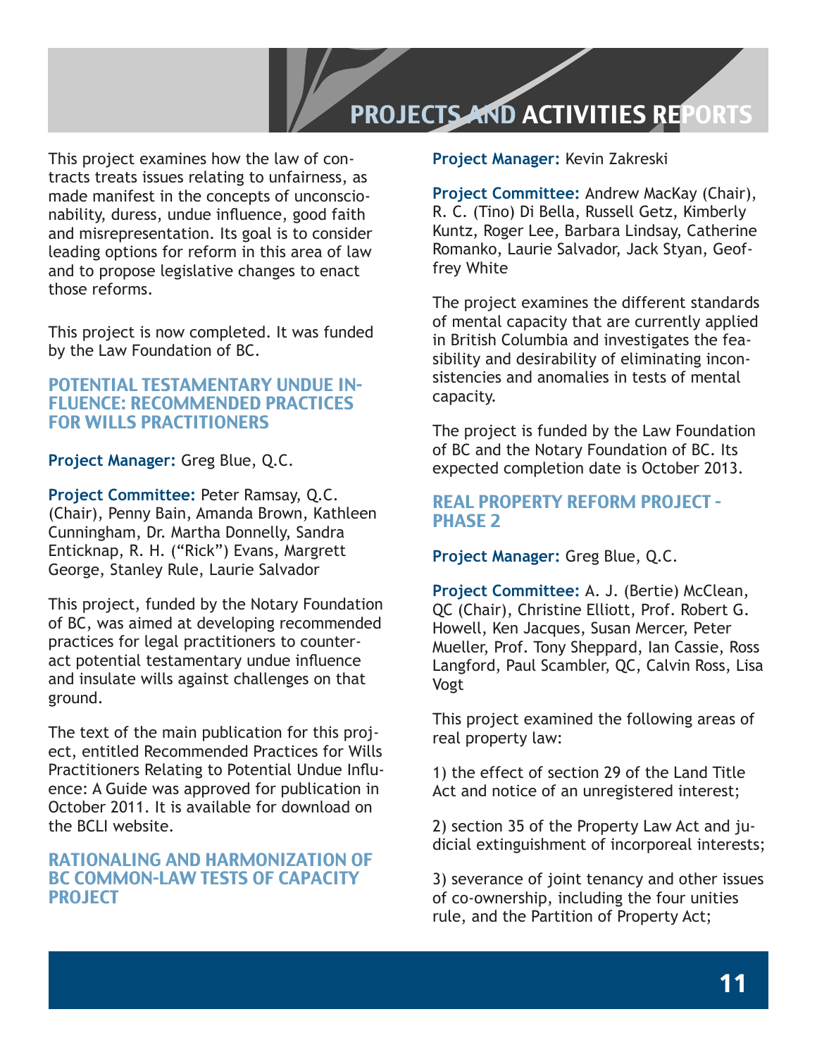This project examines how the law of contracts treats issues relating to unfairness, as made manifest in the concepts of unconscionability, duress, undue influence, good faith and misrepresentation. Its goal is to consider leading options for reform in this area of law and to propose legislative changes to enact those reforms.

This project is now completed. It was funded by the Law Foundation of BC.

## POTENTIAL TESTAMENTARY UNDUE INFLUENCE: RECOMMENDED PRACTICES FOR WILLS PRACTITIONERS

**Project Manager:** Greg Blue, Q.C.

**Project Committee:** Peter Ramsay, Q.C. (Chair), Penny Bain, Amanda Brown, Kathleen Cunningham, Dr. Martha Donnelly, Sandra Enticknap, R. H. ("Rick") Evans, Margrett George, Stanley Rule, Laurie Salvador

This project, funded by the Notary Foundation of BC, was aimed at developing recommended practices for legal practitioners to counteract potential testamentary undue influence and insulate wills against challenges on that ground.

The text of the main publication for this project, entitled Recommended Practices for Wills Practitioners Relating to Potential Undue Influence: A Guide was approved for publication in October 2011. It is available for download on the BCLI website.

## RATIONALING AND HARMONIZATION OF BC COMMON-LAW TESTS OF CAPACITY PROJECT

**Project Manager:** Kevin Zakreski

**Project Committee:** Andrew MacKay (Chair), R. C. (Tino) Di Bella, Russell Getz, Kimberly Kuntz, Roger Lee, Barbara Lindsay, Catherine Romanko, Laurie Salvador, Jack Styan, Geoffrey White

The project examines the different standards of mental capacity that are currently applied in British Columbia and investigates the feasibility and desirability of eliminating inconsistencies and anomalies in tests of mental capacity.

The project is funded by the Law Foundation of BC and the Notary Foundation of BC. Its expected completion date is October 2013.

## REAL PROPERTY REFORM PROJECT - PHASE 2

**Project Manager:** Greg Blue, Q.C.

**Project Committee:** A. J. (Bertie) McClean, QC (Chair), Christine Elliott, Prof. Robert G. Howell, Ken Jacques, Susan Mercer, Peter Mueller, Prof. Tony Sheppard, Ian Cassie, Ross Langford, Paul Scambler, QC, Calvin Ross, Lisa Vogt

This project examined the following areas of real property law:

1) the effect of section 29 of the Land Title Act and notice of an unregistered interest;

2) section 35 of the Property Law Act and judicial extinguishment of incorporeal interests;

3) severance of joint tenancy and other issues of co-ownership, including the four unities rule, and the Partition of Property Act;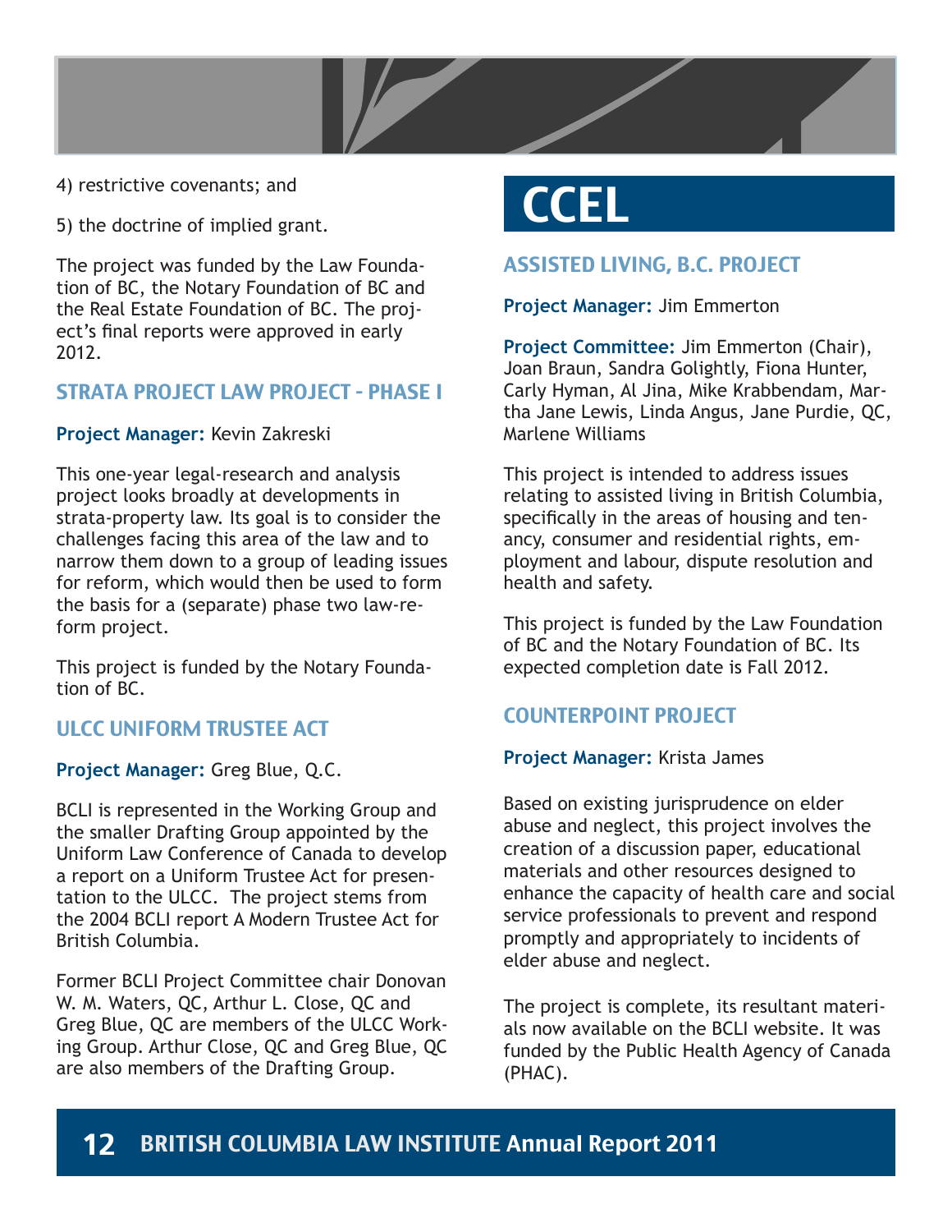4) restrictive covenants; and

5) the doctrine of implied grant.

The project was funded by the Law Foundation of BC, the Notary Foundation of BC and the Real Estate Foundation of BC. The project's final reports were approved in early 2012.

### STRATA PROJECT LAW PROJECT – PHASE I

**Project Manager:** Kevin Zakreski

This one-year legal-research and analysis project looks broadly at developments in strata-property law. Its goal is to consider the challenges facing this area of the law and to narrow them down to a group of leading issues for reform, which would then be used to form the basis for a (separate) phase two law-reform project.

This project is funded by the Notary Foundation of BC.

### ULCC UNIFORM TRUSTEE ACT

**Project Manager:** Greg Blue, Q.C.

BCLI is represented in the Working Group and the smaller Drafting Group appointed by the Uniform Law Conference of Canada to develop a report on a Uniform Trustee Act for presentation to the ULCC. The project stems from the 2004 BCLI report A Modern Trustee Act for British Columbia.

Former BCLI Project Committee chair Donovan W. M. Waters, QC, Arthur L. Close, QC and Greg Blue, QC are members of the ULCC Working Group. Arthur Close, QC and Greg Blue, QC are also members of the Drafting Group.

## CCEL

### ASSISTED LIVING, B.C. PROJECT

**Project Manager:** Jim Emmerton

**Project Committee:** Jim Emmerton (Chair), Joan Braun, Sandra Golightly, Fiona Hunter, Carly Hyman, Al Jina, Mike Krabbendam, Martha Jane Lewis, Linda Angus, Jane Purdie, QC, Marlene Williams

This project is intended to address issues relating to assisted living in British Columbia, specifically in the areas of housing and tenancy, consumer and residential rights, employment and labour, dispute resolution and health and safety.

This project is funded by the Law Foundation of BC and the Notary Foundation of BC. Its expected completion date is Fall 2012.

### COUNTERPOINT PROJECT

**Project Manager:** Krista James

Based on existing jurisprudence on elder abuse and neglect, this project involves the creation of a discussion paper, educational materials and other resources designed to enhance the capacity of health care and social service professionals to prevent and respond promptly and appropriately to incidents of elder abuse and neglect.

The project is complete, its resultant materials now available on the BCLI website. It was funded by the Public Health Agency of Canada (PHAC).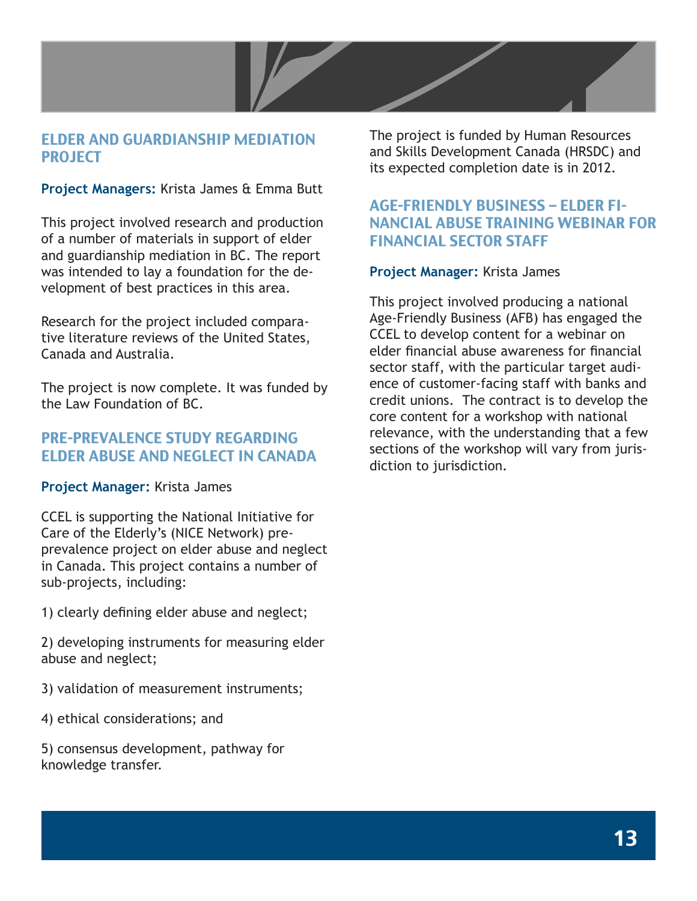## ELDER AND GUARDIANSHIP MEDIATION PROJECT

**Project Managers:** Krista James & Emma Butt

This project involved research and production of a number of materials in support of elder and guardianship mediation in BC. The report was intended to lay a foundation for the development of best practices in this area.

Research for the project included comparative literature reviews of the United States, Canada and Australia.

The project is now complete. It was funded by the Law Foundation of BC.

## PRE-PREVALENCE STUDY REGARDING ELDER ABUSE AND NEGLECT IN CANADA

**Project Manager:** Krista James

CCEL is supporting the National Initiative for Care of the Elderly's (NICE Network) pre-prevalence project on elder abuse and neglect in Canada. This project contains a number of sub-projects, including:

1) clearly defining elder abuse and neglect;

2) developing instruments for measuring elder abuse and neglect;

3) validation of measurement instruments;

4) ethical considerations; and

5) consensus development, pathway for knowledge transfer.

The project is funded by Human Resources and Skills Development Canada (HRSDC) and its expected completion date is in 2012.

## AGE-FRIENDLY BUSINESS – ELDER FINANCIAL ABUSE TRAINING WEBINAR FOR FINANCIAL SECTOR STAFF

**Project Manager:** Krista James

This project involved producing a national Age-Friendly Business (AFB) has engaged the CCEL to develop content for a webinar on elder financial abuse awareness for financial sector staff, with the particular target audience of customer-facing staff with banks and credit unions. The contract is to develop the core content for a workshop with national relevance, with the understanding that a few sections of the workshop will vary from jurisdiction to jurisdiction.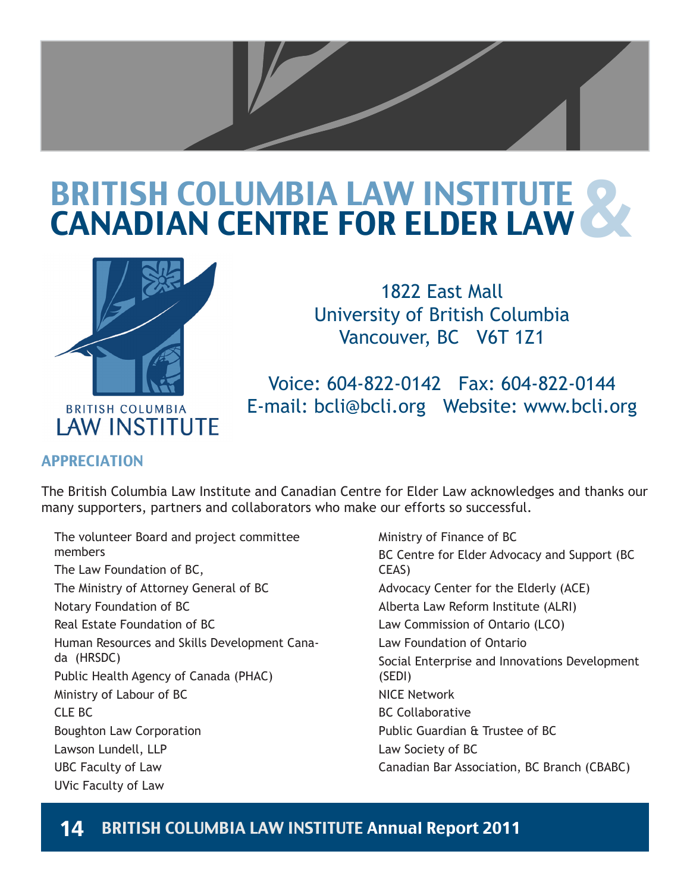# BRITISH COLUMBIA LAW INSTITUTE & CANADIAN CENTRE FOR ELDER LAW

BRITISH COLUMBIA
LAW INSTITUTE

1822 East Mall
University of British Columbia
Vancouver, BC V6T 1Z1

Voice: 604-822-0142 Fax: 604-822-0144
E-mail: bcli@bcli.org Website: www.bcli.org

## APPRECIATION

The British Columbia Law Institute and Canadian Centre for Elder Law acknowledges and thanks our many supporters, partners and collaborators who make our efforts so successful.

- The volunteer Board and project committee members
- The Law Foundation of BC,
- The Ministry of Attorney General of BC
- Notary Foundation of BC
- Real Estate Foundation of BC
- Human Resources and Skills Development Canada (HRSDC)
- Public Health Agency of Canada (PHAC)
- Ministry of Labour of BC
- CLE BC
- Boughton Law Corporation
- Lawson Lundell, LLP
- UBC Faculty of Law
- UVic Faculty of Law
- Ministry of Finance of BC
- BC Centre for Elder Advocacy and Support (BC CEAS)
- Advocacy Center for the Elderly (ACE)
- Alberta Law Reform Institute (ALRI)
- Law Commission of Ontario (LCO)
- Law Foundation of Ontario
- Social Enterprise and Innovations Development (SEDI)
- NICE Network
- BC Collaborative
- Public Guardian & Trustee of BC
- Law Society of BC
- Canadian Bar Association, BC Branch (CBABC)